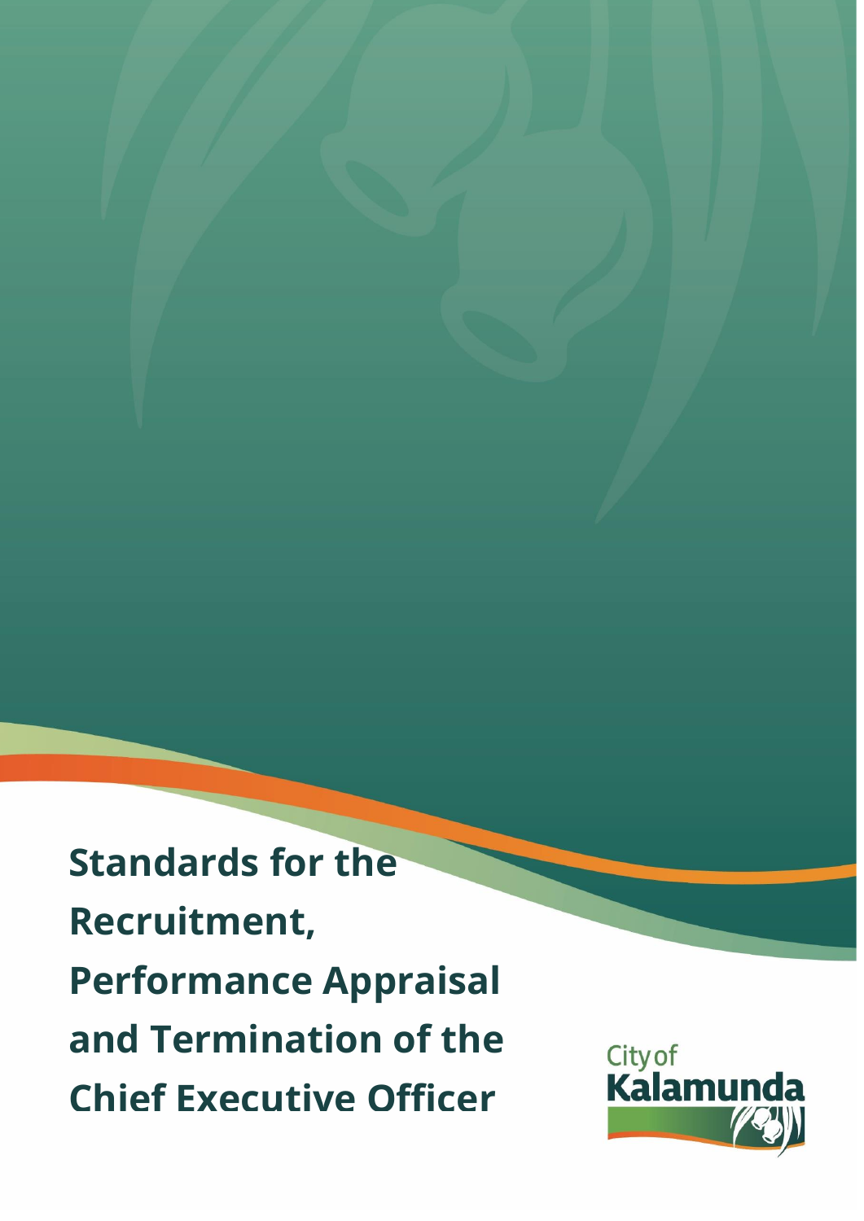# Standards for the Recruitment, Performance Appraisal and Termination of the Chief Executive Officer

City of Kalamunda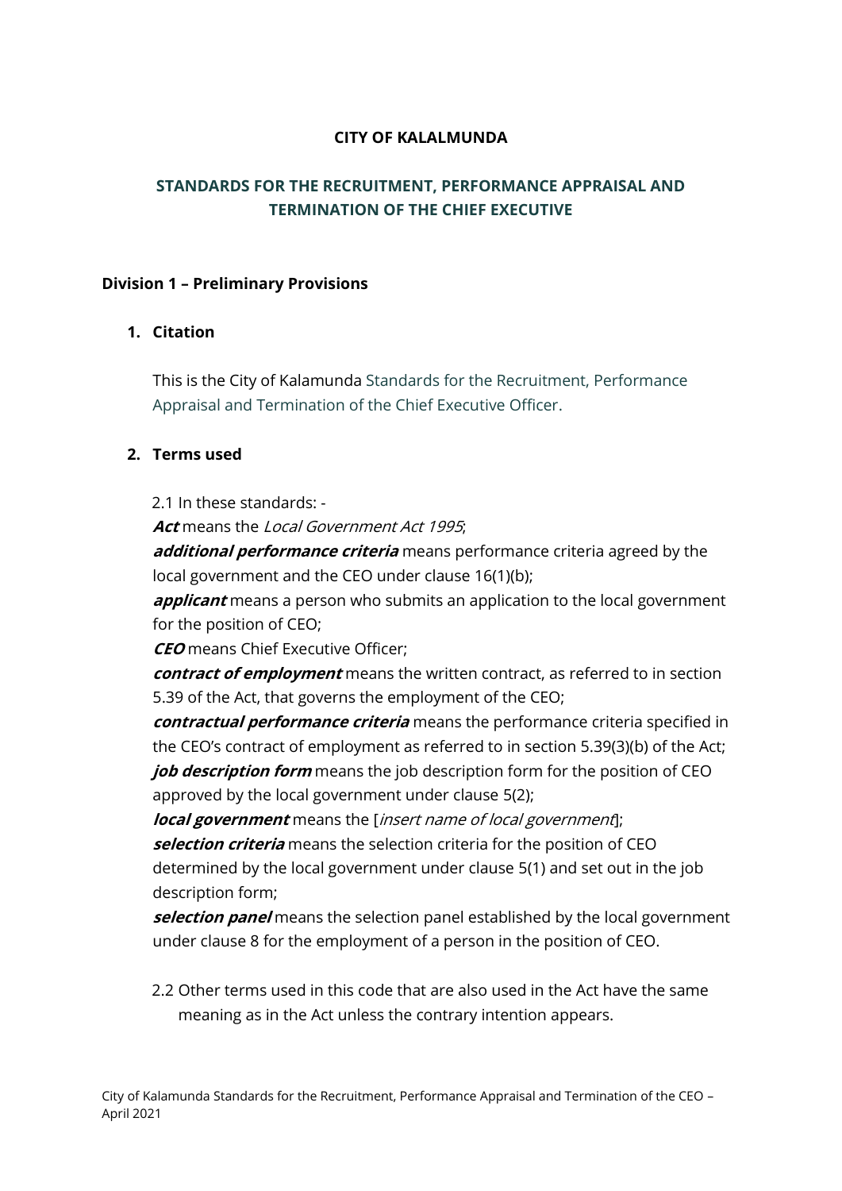**CITY OF KALAMUNDA**

## STANDARDS FOR THE RECRUITMENT, PERFORMANCE APPRAISAL AND TERMINATION OF THE CHIEF EXECUTIVE

### Division 1 – Preliminary Provisions

**1. Citation**

This is the City of Kalamunda Standards for the Recruitment, Performance Appraisal and Termination of the Chief Executive Officer.

**2. Terms used**

2.1 In these standards: -

***Act*** means the *Local Government Act 1995*;

***additional performance criteria*** means performance criteria agreed by the local government and the CEO under clause 16(1)(b);

***applicant*** means a person who submits an application to the local government for the position of CEO;

***CEO*** means Chief Executive Officer;

***contract of employment*** means the written contract, as referred to in section 5.39 of the Act, that governs the employment of the CEO;

***contractual performance criteria*** means the performance criteria specified in the CEO's contract of employment as referred to in section 5.39(3)(b) of the Act;

***job description form*** means the job description form for the position of CEO approved by the local government under clause 5(2);

***local government*** means the [*insert name of local government*];

***selection criteria*** means the selection criteria for the position of CEO determined by the local government under clause 5(1) and set out in the job description form;

***selection panel*** means the selection panel established by the local government under clause 8 for the employment of a person in the position of CEO.

2.2 Other terms used in this code that are also used in the Act have the same meaning as in the Act unless the contrary intention appears.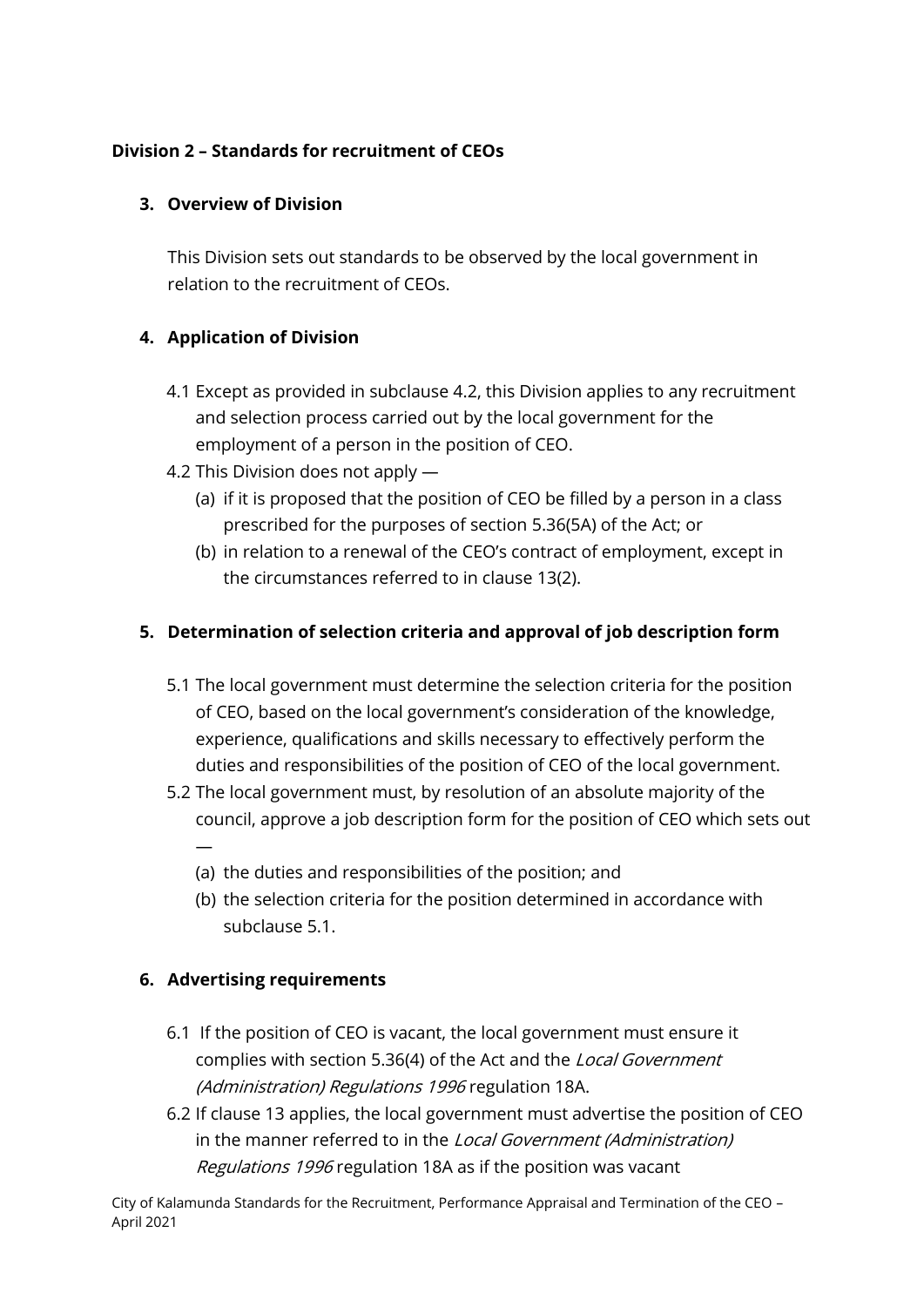## Division 2 – Standards for recruitment of CEOs

### 3. Overview of Division

This Division sets out standards to be observed by the local government in relation to the recruitment of CEOs.

### 4. Application of Division

4.1 Except as provided in subclause 4.2, this Division applies to any recruitment and selection process carried out by the local government for the employment of a person in the position of CEO.

4.2 This Division does not apply —

(a) if it is proposed that the position of CEO be filled by a person in a class prescribed for the purposes of section 5.36(5A) of the Act; or

(b) in relation to a renewal of the CEO's contract of employment, except in the circumstances referred to in clause 13(2).

### 5. Determination of selection criteria and approval of job description form

5.1 The local government must determine the selection criteria for the position of CEO, based on the local government's consideration of the knowledge, experience, qualifications and skills necessary to effectively perform the duties and responsibilities of the position of CEO of the local government.

5.2 The local government must, by resolution of an absolute majority of the council, approve a job description form for the position of CEO which sets out —

(a) the duties and responsibilities of the position; and

(b) the selection criteria for the position determined in accordance with subclause 5.1.

### 6. Advertising requirements

6.1 If the position of CEO is vacant, the local government must ensure it complies with section 5.36(4) of the Act and the *Local Government (Administration) Regulations 1996* regulation 18A.

6.2 If clause 13 applies, the local government must advertise the position of CEO in the manner referred to in the *Local Government (Administration) Regulations 1996* regulation 18A as if the position was vacant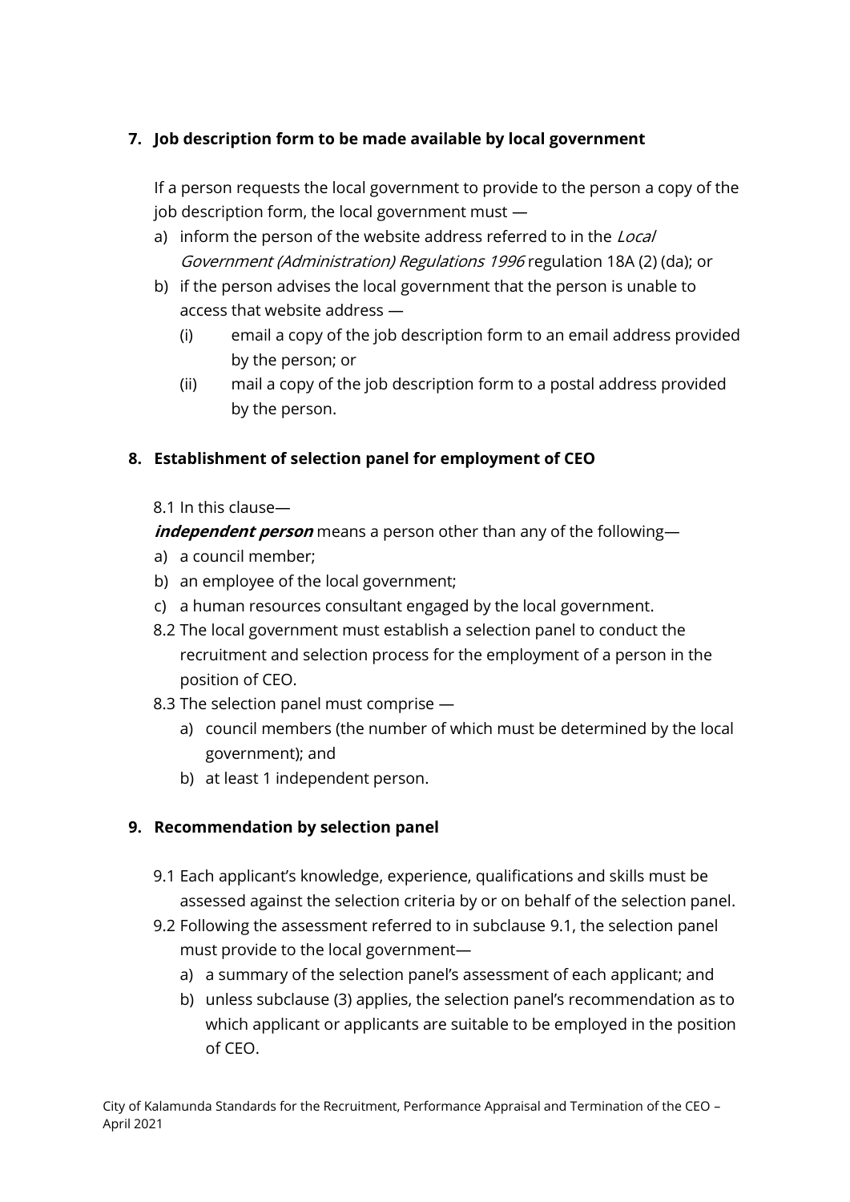## 7. Job description form to be made available by local government

If a person requests the local government to provide to the person a copy of the job description form, the local government must —

a) inform the person of the website address referred to in the *Local Government (Administration) Regulations 1996* regulation 18A (2) (da); or
b) if the person advises the local government that the person is unable to access that website address —
   - (i) email a copy of the job description form to an email address provided by the person; or
   - (ii) mail a copy of the job description form to a postal address provided by the person.

## 8. Establishment of selection panel for employment of CEO

8.1 In this clause—

***independent person*** means a person other than any of the following—

a) a council member;
b) an employee of the local government;
c) a human resources consultant engaged by the local government.

8.2 The local government must establish a selection panel to conduct the recruitment and selection process for the employment of a person in the position of CEO.

8.3 The selection panel must comprise —

a) council members (the number of which must be determined by the local government); and
b) at least 1 independent person.

## 9. Recommendation by selection panel

9.1 Each applicant's knowledge, experience, qualifications and skills must be assessed against the selection criteria by or on behalf of the selection panel.

9.2 Following the assessment referred to in subclause 9.1, the selection panel must provide to the local government—

a) a summary of the selection panel's assessment of each applicant; and
b) unless subclause (3) applies, the selection panel's recommendation as to which applicant or applicants are suitable to be employed in the position of CEO.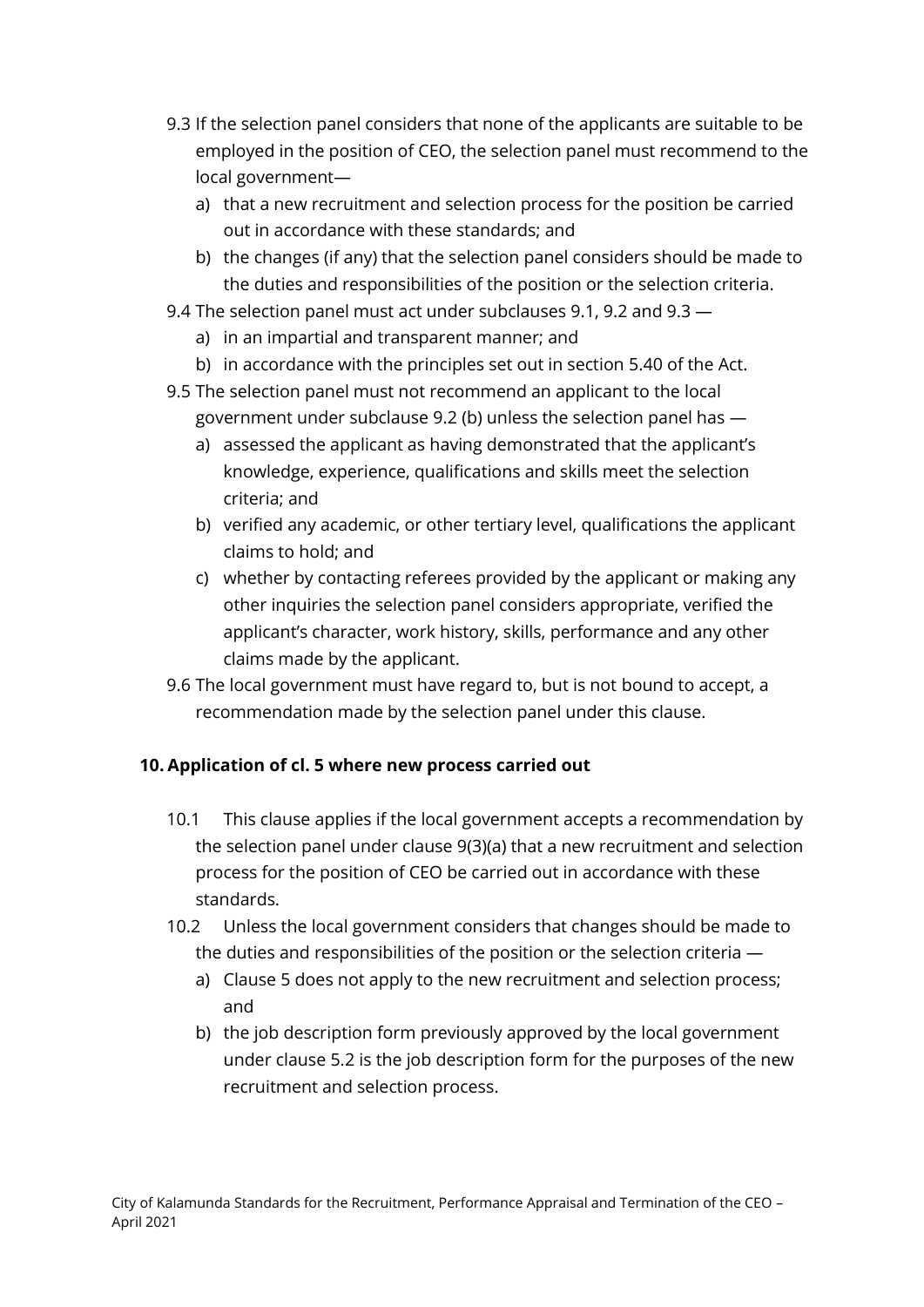9.3 If the selection panel considers that none of the applicants are suitable to be employed in the position of CEO, the selection panel must recommend to the local government—

a) that a new recruitment and selection process for the position be carried out in accordance with these standards; and
b) the changes (if any) that the selection panel considers should be made to the duties and responsibilities of the position or the selection criteria.

9.4 The selection panel must act under subclauses 9.1, 9.2 and 9.3 —

a) in an impartial and transparent manner; and
b) in accordance with the principles set out in section 5.40 of the Act.

9.5 The selection panel must not recommend an applicant to the local government under subclause 9.2 (b) unless the selection panel has —

a) assessed the applicant as having demonstrated that the applicant's knowledge, experience, qualifications and skills meet the selection criteria; and
b) verified any academic, or other tertiary level, qualifications the applicant claims to hold; and
c) whether by contacting referees provided by the applicant or making any other inquiries the selection panel considers appropriate, verified the applicant's character, work history, skills, performance and any other claims made by the applicant.

9.6 The local government must have regard to, but is not bound to accept, a recommendation made by the selection panel under this clause.

**10. Application of cl. 5 where new process carried out**

10.1 This clause applies if the local government accepts a recommendation by the selection panel under clause 9(3)(a) that a new recruitment and selection process for the position of CEO be carried out in accordance with these standards.

10.2 Unless the local government considers that changes should be made to the duties and responsibilities of the position or the selection criteria —

a) Clause 5 does not apply to the new recruitment and selection process; and
b) the job description form previously approved by the local government under clause 5.2 is the job description form for the purposes of the new recruitment and selection process.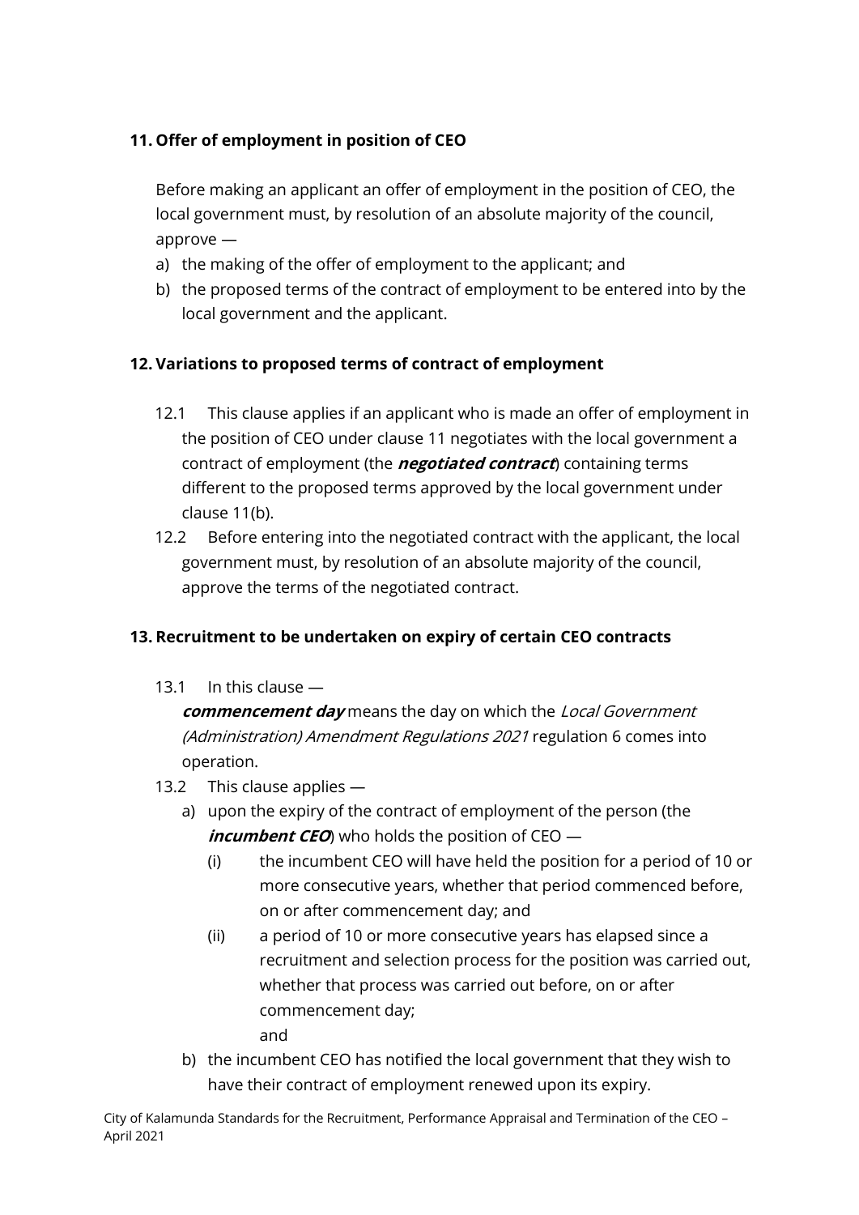## 11. Offer of employment in position of CEO

Before making an applicant an offer of employment in the position of CEO, the local government must, by resolution of an absolute majority of the council, approve —

a) the making of the offer of employment to the applicant; and
b) the proposed terms of the contract of employment to be entered into by the local government and the applicant.

## 12. Variations to proposed terms of contract of employment

12.1 This clause applies if an applicant who is made an offer of employment in the position of CEO under clause 11 negotiates with the local government a contract of employment (the ***negotiated contract***) containing terms different to the proposed terms approved by the local government under clause 11(b).

12.2 Before entering into the negotiated contract with the applicant, the local government must, by resolution of an absolute majority of the council, approve the terms of the negotiated contract.

## 13. Recruitment to be undertaken on expiry of certain CEO contracts

13.1 In this clause —

***commencement day*** means the day on which the *Local Government (Administration) Amendment Regulations 2021* regulation 6 comes into operation.

13.2 This clause applies —

a) upon the expiry of the contract of employment of the person (the ***incumbent CEO***) who holds the position of CEO —
   - (i) the incumbent CEO will have held the position for a period of 10 or more consecutive years, whether that period commenced before, on or after commencement day; and
   - (ii) a period of 10 or more consecutive years has elapsed since a recruitment and selection process for the position was carried out, whether that process was carried out before, on or after commencement day;

   and
b) the incumbent CEO has notified the local government that they wish to have their contract of employment renewed upon its expiry.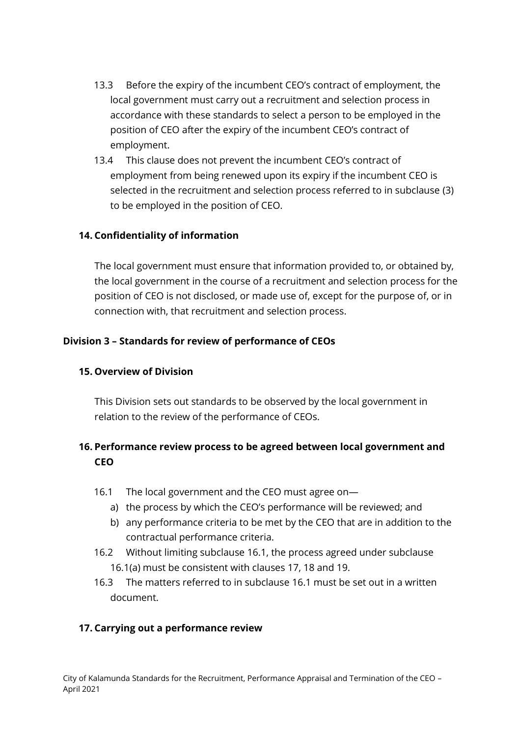13.3 Before the expiry of the incumbent CEO's contract of employment, the local government must carry out a recruitment and selection process in accordance with these standards to select a person to be employed in the position of CEO after the expiry of the incumbent CEO's contract of employment.

13.4 This clause does not prevent the incumbent CEO's contract of employment from being renewed upon its expiry if the incumbent CEO is selected in the recruitment and selection process referred to in subclause (3) to be employed in the position of CEO.

### 14. Confidentiality of information

The local government must ensure that information provided to, or obtained by, the local government in the course of a recruitment and selection process for the position of CEO is not disclosed, or made use of, except for the purpose of, or in connection with, that recruitment and selection process.

## Division 3 – Standards for review of performance of CEOs

### 15. Overview of Division

This Division sets out standards to be observed by the local government in relation to the review of the performance of CEOs.

### 16. Performance review process to be agreed between local government and CEO

16.1 The local government and the CEO must agree on—

a) the process by which the CEO's performance will be reviewed; and
b) any performance criteria to be met by the CEO that are in addition to the contractual performance criteria.

16.2 Without limiting subclause 16.1, the process agreed under subclause 16.1(a) must be consistent with clauses 17, 18 and 19.

16.3 The matters referred to in subclause 16.1 must be set out in a written document.

### 17. Carrying out a performance review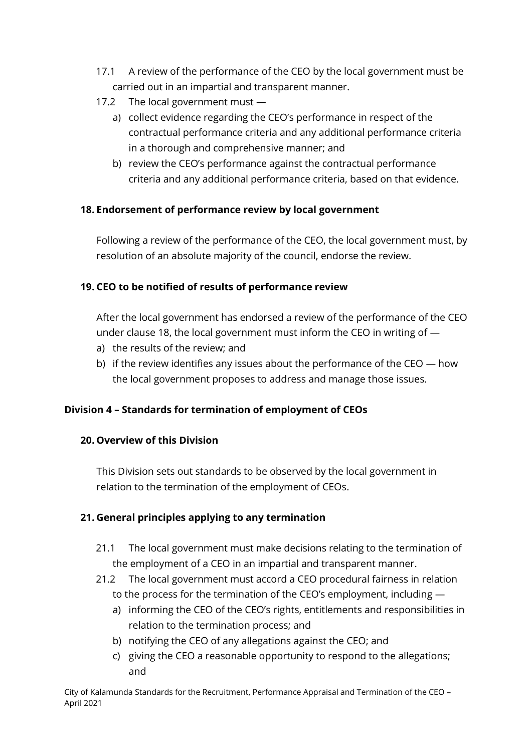17.1 A review of the performance of the CEO by the local government must be carried out in an impartial and transparent manner.

17.2 The local government must —

a) collect evidence regarding the CEO's performance in respect of the contractual performance criteria and any additional performance criteria in a thorough and comprehensive manner; and

b) review the CEO's performance against the contractual performance criteria and any additional performance criteria, based on that evidence.

### 18. Endorsement of performance review by local government

Following a review of the performance of the CEO, the local government must, by resolution of an absolute majority of the council, endorse the review.

### 19. CEO to be notified of results of performance review

After the local government has endorsed a review of the performance of the CEO under clause 18, the local government must inform the CEO in writing of —

a) the results of the review; and

b) if the review identifies any issues about the performance of the CEO — how the local government proposes to address and manage those issues.

## Division 4 – Standards for termination of employment of CEOs

### 20. Overview of this Division

This Division sets out standards to be observed by the local government in relation to the termination of the employment of CEOs.

### 21. General principles applying to any termination

21.1 The local government must make decisions relating to the termination of the employment of a CEO in an impartial and transparent manner.

21.2 The local government must accord a CEO procedural fairness in relation to the process for the termination of the CEO's employment, including —

a) informing the CEO of the CEO's rights, entitlements and responsibilities in relation to the termination process; and

b) notifying the CEO of any allegations against the CEO; and

c) giving the CEO a reasonable opportunity to respond to the allegations; and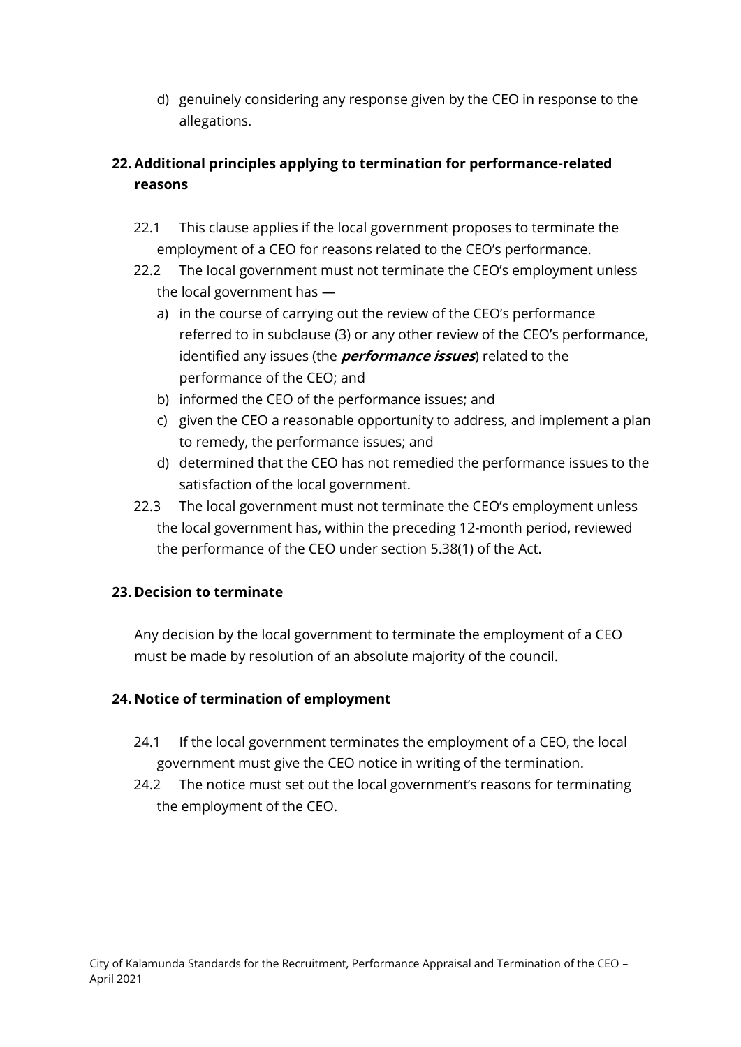d) genuinely considering any response given by the CEO in response to the allegations.

## 22. Additional principles applying to termination for performance-related reasons

22.1 This clause applies if the local government proposes to terminate the employment of a CEO for reasons related to the CEO's performance.

22.2 The local government must not terminate the CEO's employment unless the local government has —

a) in the course of carrying out the review of the CEO's performance referred to in subclause (3) or any other review of the CEO's performance, identified any issues (the ***performance issues***) related to the performance of the CEO; and

b) informed the CEO of the performance issues; and

c) given the CEO a reasonable opportunity to address, and implement a plan to remedy, the performance issues; and

d) determined that the CEO has not remedied the performance issues to the satisfaction of the local government.

22.3 The local government must not terminate the CEO's employment unless the local government has, within the preceding 12-month period, reviewed the performance of the CEO under section 5.38(1) of the Act.

## 23. Decision to terminate

Any decision by the local government to terminate the employment of a CEO must be made by resolution of an absolute majority of the council.

## 24. Notice of termination of employment

24.1 If the local government terminates the employment of a CEO, the local government must give the CEO notice in writing of the termination.

24.2 The notice must set out the local government's reasons for terminating the employment of the CEO.